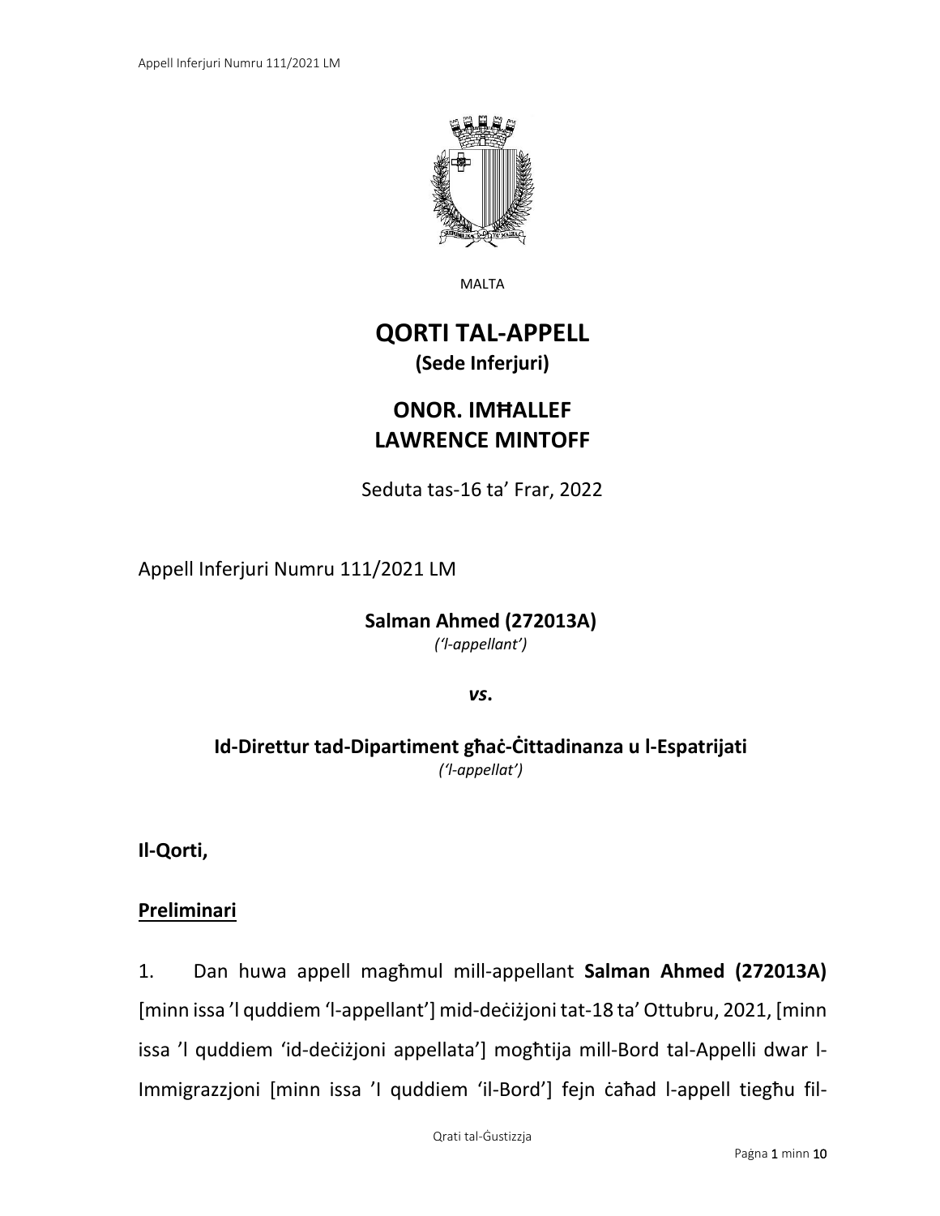MALTA

# QORTI TAL-APPELL
**(Sede Inferjuri)**

## ONOR. IMĦALLEF LAWRENCE MINTOFF

Seduta tas-16 ta' Frar, 2022

Appell Inferjuri Numru 111/2021 LM

**Salman Ahmed (272013A)**
*('l-appellant')*

***vs*.**

**Id-Direttur tad-Dipartiment għaċ-Ċittadinanza u l-Espatrijati**
*('l-appellat')*

**Il-Qorti,**

**Preliminari**

1. Dan huwa appell magħmul mill-appellant **Salman Ahmed (272013A)** [minn issa 'l quddiem 'l-appellant'] mid-deċiżjoni tat-18 ta' Ottubru, 2021, [minn issa 'l quddiem 'id-deċiżjoni appellata'] mogħtija mill-Bord tal-Appelli dwar l-Immigrazzjoni [minn issa 'I quddiem 'il-Bord'] fejn ċaħad l-appell tiegħu fil-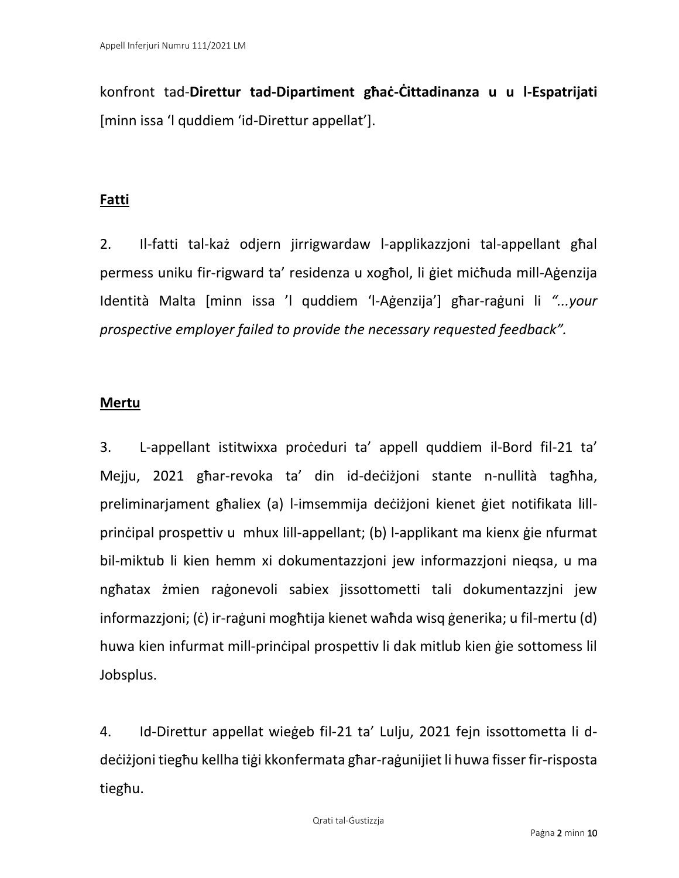konfront tad-**Direttur tad-Dipartiment għaċ-Ċittadinanza u u l-Espatrijati** [minn issa 'l quddiem 'id-Direttur appellat'].

**Fatti**

2. Il-fatti tal-każ odjern jirrigwardaw l-applikazzjoni tal-appellant għal permess uniku fir-rigward ta' residenza u xogħol, li ġiet miċħuda mill-Aġenzija Identità Malta [minn issa 'l quddiem 'l-Aġenzija'] għar-raġuni li *"...your prospective employer failed to provide the necessary requested feedback".*

**Mertu**

3. L-appellant istitwixxa proċeduri ta' appell quddiem il-Bord fil-21 ta' Mejju, 2021 għar-revoka ta' din id-deċiżjoni stante n-nullità tagħha, preliminarjament għaliex (a) l-imsemmija deċiżjoni kienet ġiet notifikata lill-prinċipal prospettiv u mhux lill-appellant; (b) l-applikant ma kienx ġie nfurmat bil-miktub li kien hemm xi dokumentazzjoni jew informazzjoni nieqsa, u ma ngħatax żmien raġonevoli sabiex jissottometti tali dokumentazzjni jew informazzjoni; (ċ) ir-raġuni mogħtija kienet waħda wisq ġenerika; u fil-mertu (d) huwa kien infurmat mill-prinċipal prospettiv li dak mitlub kien ġie sottomess lil Jobsplus.

4. Id-Direttur appellat wieġeb fil-21 ta' Lulju, 2021 fejn issottometta li d-deċiżjoni tiegħu kellha tiġi kkonfermata għar-raġunijiet li huwa fisser fir-risposta tiegħu.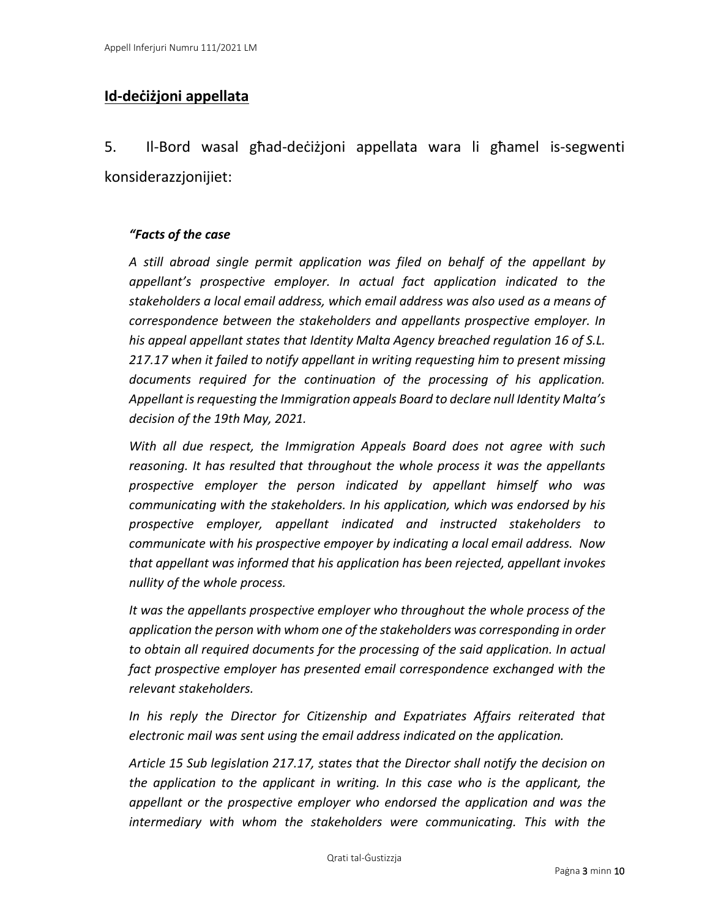## Id-deċiżjoni appellata

5. Il-Bord wasal għad-deċiżjoni appellata wara li għamel is-segwenti konsiderazzjonijiet:

***"Facts of the case***

*A still abroad single permit application was filed on behalf of the appellant by appellant's prospective employer. In actual fact application indicated to the stakeholders a local email address, which email address was also used as a means of correspondence between the stakeholders and appellants prospective employer. In his appeal appellant states that Identity Malta Agency breached regulation 16 of S.L. 217.17 when it failed to notify appellant in writing requesting him to present missing documents required for the continuation of the processing of his application. Appellant is requesting the Immigration appeals Board to declare null Identity Malta's decision of the 19th May, 2021.*

*With all due respect, the Immigration Appeals Board does not agree with such reasoning. It has resulted that throughout the whole process it was the appellants prospective employer the person indicated by appellant himself who was communicating with the stakeholders. In his application, which was endorsed by his prospective employer, appellant indicated and instructed stakeholders to communicate with his prospective empoyer by indicating a local email address. Now that appellant was informed that his application has been rejected, appellant invokes nullity of the whole process.*

*It was the appellants prospective employer who throughout the whole process of the application the person with whom one of the stakeholders was corresponding in order to obtain all required documents for the processing of the said application. In actual fact prospective employer has presented email correspondence exchanged with the relevant stakeholders.*

*In his reply the Director for Citizenship and Expatriates Affairs reiterated that electronic mail was sent using the email address indicated on the application.*

*Article 15 Sub legislation 217.17, states that the Director shall notify the decision on the application to the applicant in writing. In this case who is the applicant, the appellant or the prospective employer who endorsed the application and was the intermediary with whom the stakeholders were communicating. This with the*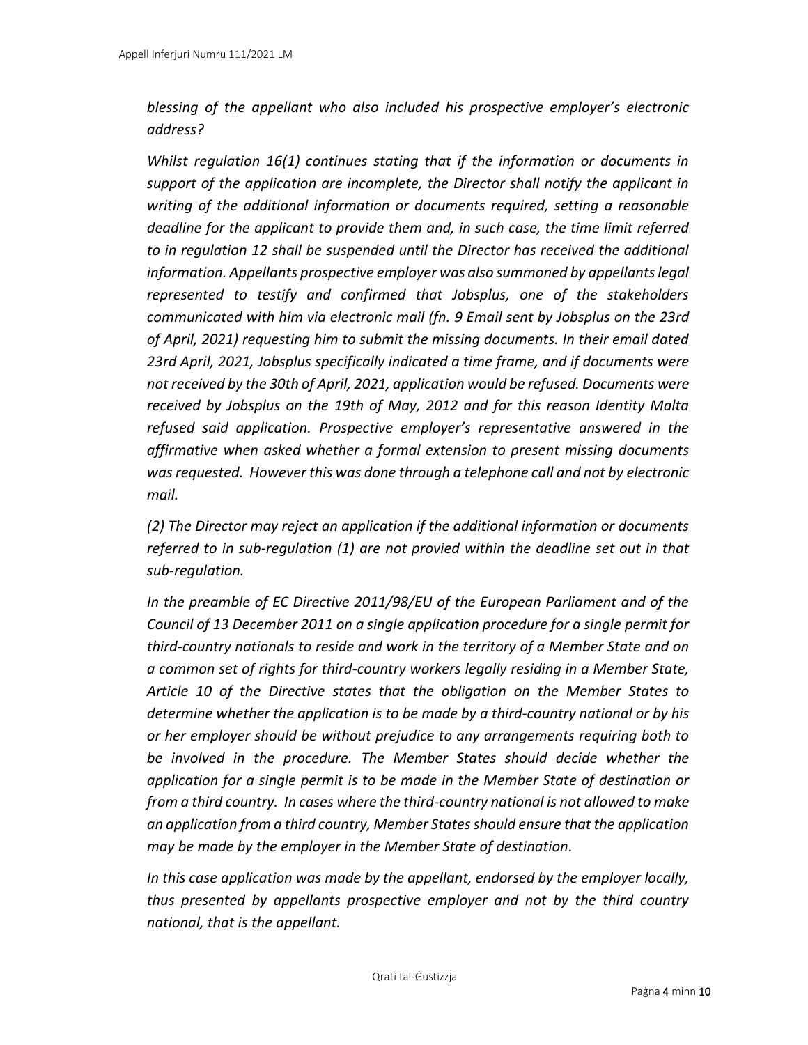*blessing of the appellant who also included his prospective employer's electronic address?*

*Whilst regulation 16(1) continues stating that if the information or documents in support of the application are incomplete, the Director shall notify the applicant in writing of the additional information or documents required, setting a reasonable deadline for the applicant to provide them and, in such case, the time limit referred to in regulation 12 shall be suspended until the Director has received the additional information. Appellants prospective employer was also summoned by appellants legal represented to testify and confirmed that Jobsplus, one of the stakeholders communicated with him via electronic mail (fn. 9 Email sent by Jobsplus on the 23rd of April, 2021) requesting him to submit the missing documents. In their email dated 23rd April, 2021, Jobsplus specifically indicated a time frame, and if documents were not received by the 30th of April, 2021, application would be refused. Documents were received by Jobsplus on the 19th of May, 2012 and for this reason Identity Malta refused said application. Prospective employer's representative answered in the affirmative when asked whether a formal extension to present missing documents was requested. However this was done through a telephone call and not by electronic mail.*

*(2) The Director may reject an application if the additional information or documents referred to in sub-regulation (1) are not provied within the deadline set out in that sub-regulation.*

*In the preamble of EC Directive 2011/98/EU of the European Parliament and of the Council of 13 December 2011 on a single application procedure for a single permit for third-country nationals to reside and work in the territory of a Member State and on a common set of rights for third-country workers legally residing in a Member State, Article 10 of the Directive states that the obligation on the Member States to determine whether the application is to be made by a third-country national or by his or her employer should be without prejudice to any arrangements requiring both to be involved in the procedure. The Member States should decide whether the application for a single permit is to be made in the Member State of destination or from a third country. In cases where the third-country national is not allowed to make an application from a third country, Member States should ensure that the application may be made by the employer in the Member State of destination.*

*In this case application was made by the appellant, endorsed by the employer locally, thus presented by appellants prospective employer and not by the third country national, that is the appellant.*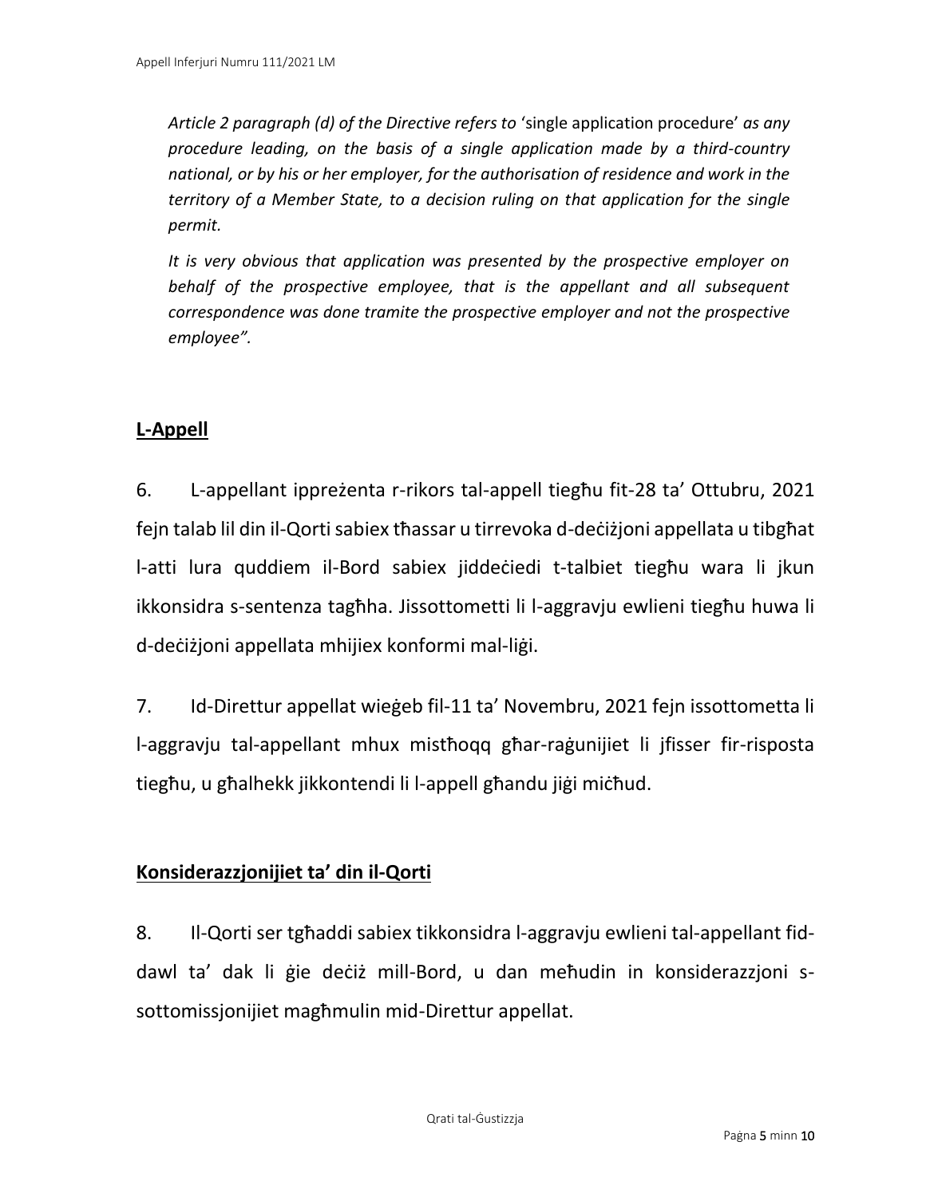*Article 2 paragraph (d) of the Directive refers to* 'single application procedure' *as any procedure leading, on the basis of a single application made by a third-country national, or by his or her employer, for the authorisation of residence and work in the territory of a Member State, to a decision ruling on that application for the single permit.*

*It is very obvious that application was presented by the prospective employer on behalf of the prospective employee, that is the appellant and all subsequent correspondence was done tramite the prospective employer and not the prospective employee".*

## L-Appell

6. L-appellant ippreżenta r-rikors tal-appell tiegħu fit-28 ta' Ottubru, 2021 fejn talab lil din il-Qorti sabiex tħassar u tirrevoka d-deċiżjoni appellata u tibgħat l-atti lura quddiem il-Bord sabiex jiddeċiedi t-talbiet tiegħu wara li jkun ikkonsidra s-sentenza tagħha. Jissottometti li l-aggravju ewlieni tiegħu huwa li d-deċiżjoni appellata mhijiex konformi mal-liġi.

7. Id-Direttur appellat wieġeb fil-11 ta' Novembru, 2021 fejn issottometta li l-aggravju tal-appellant mhux mistħoqq għar-raġunijiet li jfisser fir-risposta tiegħu, u għalhekk jikkontendi li l-appell għandu jiġi miċħud.

## Konsiderazzjonijiet ta' din il-Qorti

8. Il-Qorti ser tgħaddi sabiex tikkonsidra l-aggravju ewlieni tal-appellant fid-dawl ta' dak li ġie deċiż mill-Bord, u dan meħudin in konsiderazzjoni s-sottomissjonijiet magħmulin mid-Direttur appellat.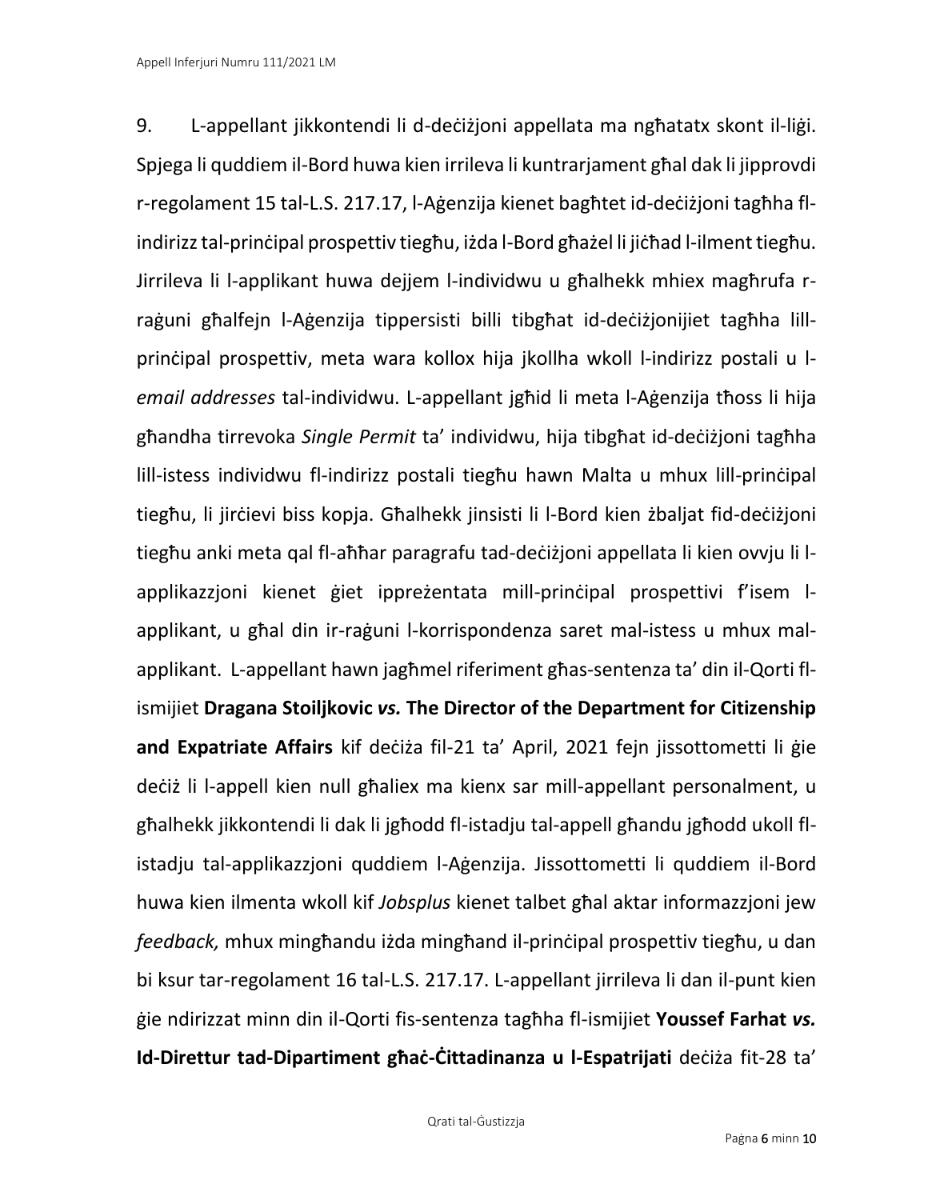9. L-appellant jikkontendi li d-deċiżjoni appellata ma ngħatatx skont il-liġi. Spjega li quddiem il-Bord huwa kien irrileva li kuntrarjament għal dak li jipprovdi r-regolament 15 tal-L.S. 217.17, l-Aġenzija kienet bagħtet id-deċiżjoni tagħha fl-indirizz tal-prinċipal prospettiv tiegħu, iżda l-Bord għażel li jiċħad l-ilment tiegħu. Jirrileva li l-applikant huwa dejjem l-individwu u għalhekk mhiex magħrufa r-raġuni għalfejn l-Aġenzija tippersisti billi tibgħat id-deċiżjonijiet tagħha lill-prinċipal prospettiv, meta wara kollox hija jkollha wkoll l-indirizz postali u l-*email addresses* tal-individwu. L-appellant jgħid li meta l-Aġenzija tħoss li hija għandha tirrevoka *Single Permit* ta' individwu, hija tibgħat id-deċiżjoni tagħha lill-istess individwu fl-indirizz postali tiegħu hawn Malta u mhux lill-prinċipal tiegħu, li jirċievi biss kopja. Għalhekk jinsisti li l-Bord kien żbaljat fid-deċiżjoni tiegħu anki meta qal fl-aħħar paragrafu tad-deċiżjoni appellata li kien ovvju li l-applikazzjoni kienet ġiet ippreżentata mill-prinċipal prospettivi f'isem l-applikant, u għal din ir-raġuni l-korrispondenza saret mal-istess u mhux mal-applikant. L-appellant hawn jagħmel riferiment għas-sentenza ta' din il-Qorti fl-ismijiet **Dragana Stoiljkovic *vs.* The Director of the Department for Citizenship and Expatriate Affairs** kif deċiża fil-21 ta' April, 2021 fejn jissottometti li ġie deċiż li l-appell kien null għaliex ma kienx sar mill-appellant personalment, u għalhekk jikkontendi li dak li jgħodd fl-istadju tal-appell għandu jgħodd ukoll fl-istadju tal-applikazzjoni quddiem l-Aġenzija. Jissottometti li quddiem il-Bord huwa kien ilmenta wkoll kif *Jobsplus* kienet talbet għal aktar informazzjoni jew *feedback,* mhux mingħandu iżda mingħand il-prinċipal prospettiv tiegħu, u dan bi ksur tar-regolament 16 tal-L.S. 217.17. L-appellant jirrileva li dan il-punt kien ġie ndirizzat minn din il-Qorti fis-sentenza tagħha fl-ismijiet **Youssef Farhat *vs.* Id-Direttur tad-Dipartiment għaċ-Ċittadinanza u l-Espatrijati** deċiża fit-28 ta'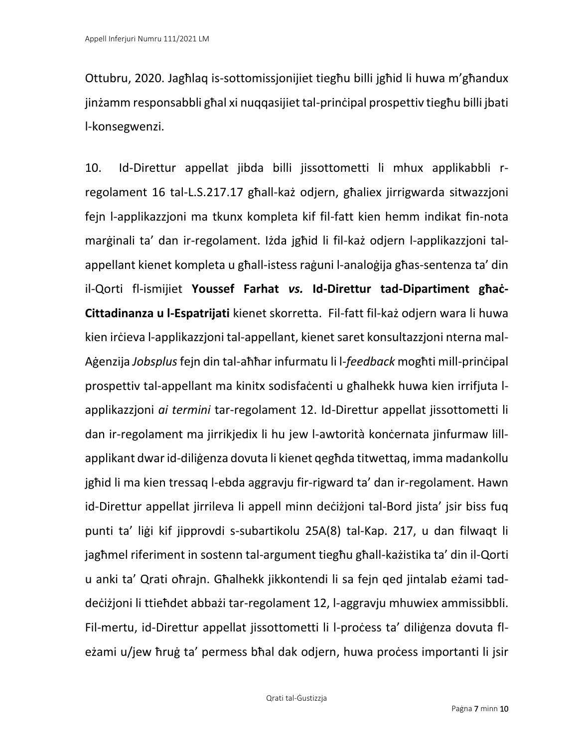Ottubru, 2020. Jagħlaq is-sottomissjonijiet tiegħu billi jgħid li huwa m'għandux jinżamm responsabbli għal xi nuqqasijiet tal-prinċipal prospettiv tiegħu billi jbati l-konsegwenzi.

10. Id-Direttur appellat jibda billi jissottometti li mhux applikabbli r-regolament 16 tal-L.S.217.17 għall-każ odjern, għaliex jirrigwarda sitwazzjoni fejn l-applikazzjoni ma tkunx kompleta kif fil-fatt kien hemm indikat fin-nota marġinali ta' dan ir-regolament. Iżda jgħid li fil-każ odjern l-applikazzjoni tal-appellant kienet kompleta u għall-istess raġuni l-analoġija għas-sentenza ta' din il-Qorti fl-ismijiet **Youssef Farhat *vs.* Id-Direttur tad-Dipartiment għaċ-Cittadinanza u l-Espatrijati** kienet skorretta. Fil-fatt fil-każ odjern wara li huwa kien irċieva l-applikazzjoni tal-appellant, kienet saret konsultazzjoni nterna mal-Aġenzija *Jobsplus* fejn din tal-aħħar infurmatu li l-*feedback* mogħti mill-prinċipal prospettiv tal-appellant ma kinitx sodisfaċenti u għalhekk huwa kien irrifjuta l-applikazzjoni *ai termini* tar-regolament 12. Id-Direttur appellat jissottometti li dan ir-regolament ma jirrikjedix li hu jew l-awtorità konċernata jinfurmaw lill-applikant dwar id-diliġenza dovuta li kienet qegħda titwettaq, imma madankollu jgħid li ma kien tressaq l-ebda aggravju fir-rigward ta' dan ir-regolament. Hawn id-Direttur appellat jirrileva li appell minn deċiżjoni tal-Bord jista' jsir biss fuq punti ta' liġi kif jipprovdi s-subartikolu 25A(8) tal-Kap. 217, u dan filwaqt li jagħmel riferiment in sostenn tal-argument tiegħu għall-każistika ta' din il-Qorti u anki ta' Qrati oħrajn. Għalhekk jikkontendi li sa fejn qed jintalab eżami tad-deċiżjoni li ttieħdet abbażi tar-regolament 12, l-aggravju mhuwiex ammissibbli. Fil-mertu, id-Direttur appellat jissottometti li l-proċess ta' diliġenza dovuta fl-eżami u/jew ħruġ ta' permess bħal dak odjern, huwa proċess importanti li jsir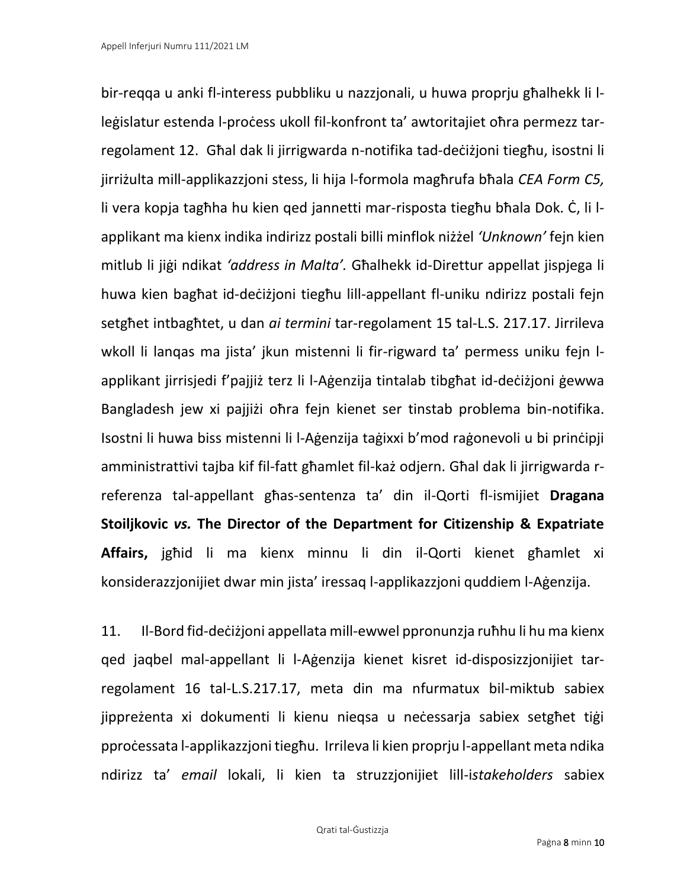bir-reqqa u anki fl-interess pubbliku u nazzjonali, u huwa proprju għalhekk li l-leġislatur estenda l-proċess ukoll fil-konfront ta' awtoritajiet oħra permezz tar-regolament 12. Għal dak li jirrigwarda n-notifika tad-deċiżjoni tiegħu, isostni li jirriżulta mill-applikazzjoni stess, li hija l-formola magħrufa bħala *CEA Form C5,* li vera kopja tagħha hu kien qed jannetti mar-risposta tiegħu bħala Dok. Ċ, li l-applikant ma kienx indika indirizz postali billi minflok niżżel *'Unknown'* fejn kien mitlub li jiġi ndikat *'address in Malta'.* Għalhekk id-Direttur appellat jispjega li huwa kien bagħat id-deċiżjoni tiegħu lill-appellant fl-uniku ndirizz postali fejn setgħet intbagħtet, u dan *ai termini* tar-regolament 15 tal-L.S. 217.17. Jirrileva wkoll li lanqas ma jista' jkun mistenni li fir-rigward ta' permess uniku fejn l-applikant jirrisjedi f'pajjiż terz li l-Aġenzija tintalab tibgħat id-deċiżjoni ġewwa Bangladesh jew xi pajjiżi oħra fejn kienet ser tinstab problema bin-notifika. Isostni li huwa biss mistenni li l-Aġenzija taġixxi b'mod raġonevoli u bi prinċipji amministrattivi tajba kif fil-fatt għamlet fil-każ odjern. Għal dak li jirrigwarda r-referenza tal-appellant għas-sentenza ta' din il-Qorti fl-ismijiet **Dragana Stoiljkovic *vs.* The Director of the Department for Citizenship & Expatriate Affairs,** jgħid li ma kienx minnu li din il-Qorti kienet għamlet xi konsiderazzjonijiet dwar min jista' iressaq l-applikazzjoni quddiem l-Aġenzija.

11. Il-Bord fid-deċiżjoni appellata mill-ewwel ppronunzja ruħhu li hu ma kienx qed jaqbel mal-appellant li l-Aġenzija kienet kisret id-disposizzjonijiet tar-regolament 16 tal-L.S.217.17, meta din ma nfurmatux bil-miktub sabiex jippreżenta xi dokumenti li kienu nieqsa u neċessarja sabiex setgħet tiġi pproċessata l-applikazzjoni tiegħu. Irrileva li kien proprju l-appellant meta ndika ndirizz ta' *email* lokali, li kien ta struzzjonijiet lill-i*stakeholders* sabiex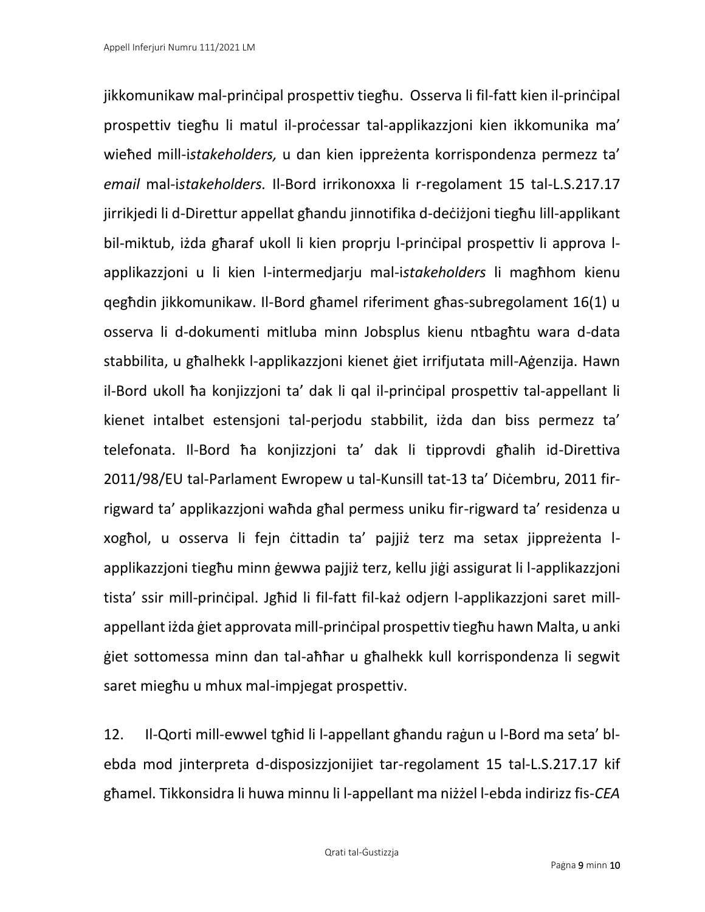jikkomunikaw mal-prinċipal prospettiv tiegħu. Osserva li fil-fatt kien il-prinċipal prospettiv tiegħu li matul il-proċessar tal-applikazzjoni kien ikkomunika ma' wieħed mill-i*stakeholders,* u dan kien ippreżenta korrispondenza permezz ta' *email* mal-i*stakeholders.* Il-Bord irrikonoxxa li r-regolament 15 tal-L.S.217.17 jirrikjedi li d-Direttur appellat għandu jinnotifika d-deċiżjoni tiegħu lill-applikant bil-miktub, iżda għaraf ukoll li kien proprju l-prinċipal prospettiv li approva l-applikazzjoni u li kien l-intermedjarju mal-i*stakeholders* li magħhom kienu qegħdin jikkomunikaw. Il-Bord għamel riferiment għas-subregolament 16(1) u osserva li d-dokumenti mitluba minn Jobsplus kienu ntbagħtu wara d-data stabbilita, u għalhekk l-applikazzjoni kienet ġiet irrifjutata mill-Aġenzija. Hawn il-Bord ukoll ħa konjizzjoni ta' dak li qal il-prinċipal prospettiv tal-appellant li kienet intalbet estensjoni tal-perjodu stabbilit, iżda dan biss permezz ta' telefonata. Il-Bord ħa konjizzjoni ta' dak li tipprovdi għalih id-Direttiva 2011/98/EU tal-Parlament Ewropew u tal-Kunsill tat-13 ta' Diċembru, 2011 fir-rigward ta' applikazzjoni waħda għal permess uniku fir-rigward ta' residenza u xogħol, u osserva li fejn ċittadin ta' pajjiż terz ma setax jippreżenta l-applikazzjoni tiegħu minn ġewwa pajjiż terz, kellu jiġi assigurat li l-applikazzjoni tista' ssir mill-prinċipal. Jgħid li fil-fatt fil-każ odjern l-applikazzjoni saret mill-appellant iżda ġiet approvata mill-prinċipal prospettiv tiegħu hawn Malta, u anki ġiet sottomessa minn dan tal-aħħar u għalhekk kull korrispondenza li segwit saret miegħu u mhux mal-impjegat prospettiv.

12. Il-Qorti mill-ewwel tgħid li l-appellant għandu raġun u l-Bord ma seta' bl-ebda mod jinterpreta d-disposizzjonijiet tar-regolament 15 tal-L.S.217.17 kif għamel. Tikkonsidra li huwa minnu li l-appellant ma niżżel l-ebda indirizz fis-*CEA*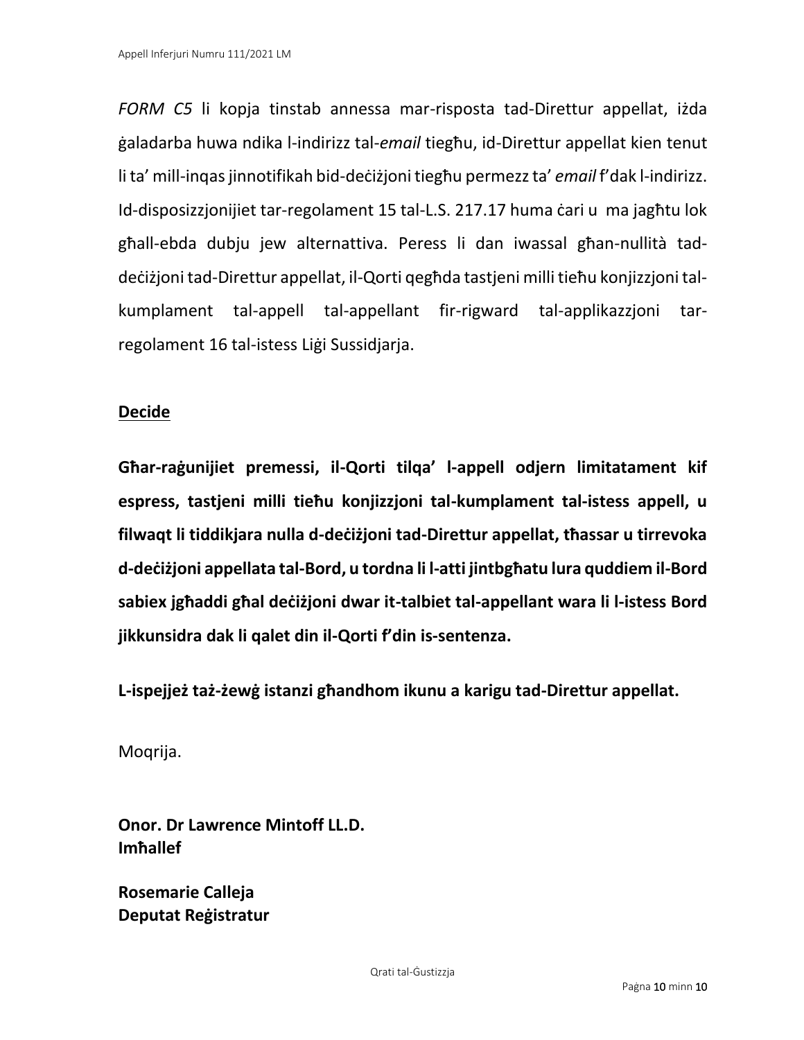*FORM C5* li kopja tinstab annessa mar-risposta tad-Direttur appellat, iżda ġaladarba huwa ndika l-indirizz tal-*email* tiegħu, id-Direttur appellat kien tenut li ta' mill-inqas jinnotifikah bid-deċiżjoni tiegħu permezz ta' *email* f'dak l-indirizz. Id-disposizzjonijiet tar-regolament 15 tal-L.S. 217.17 huma ċari u ma jagħtu lok għall-ebda dubju jew alternattiva. Peress li dan iwassal għan-nullità tad-deċiżjoni tad-Direttur appellat, il-Qorti qegħda tastjeni milli tieħu konjizzjoni tal-kumplament tal-appell tal-appellant fir-rigward tal-applikazzjoni tar-regolament 16 tal-istess Liġi Sussidjarja.

## <u>Decide</u>

**Għar-raġunijiet premessi, il-Qorti tilqa' l-appell odjern limitatament kif espress, tastjeni milli tieħu konjizzjoni tal-kumplament tal-istess appell, u filwaqt li tiddikjara nulla d-deċiżjoni tad-Direttur appellat, tħassar u tirrevoka d-deċiżjoni appellata tal-Bord, u tordna li l-atti jintbagħatu lura quddiem il-Bord sabiex jgħaddi għal deċiżjoni dwar it-talbiet tal-appellant wara li l-istess Bord jikkunsidra dak li qalet din il-Qorti f'din is-sentenza.**

**L-ispejjeż taż-żewġ istanzi għandhom ikunu a karigu tad-Direttur appellat.**

Moqrija.

**Onor. Dr Lawrence Mintoff LL.D.**
**Imħallef**

**Rosemarie Calleja**
**Deputat Reġistratur**